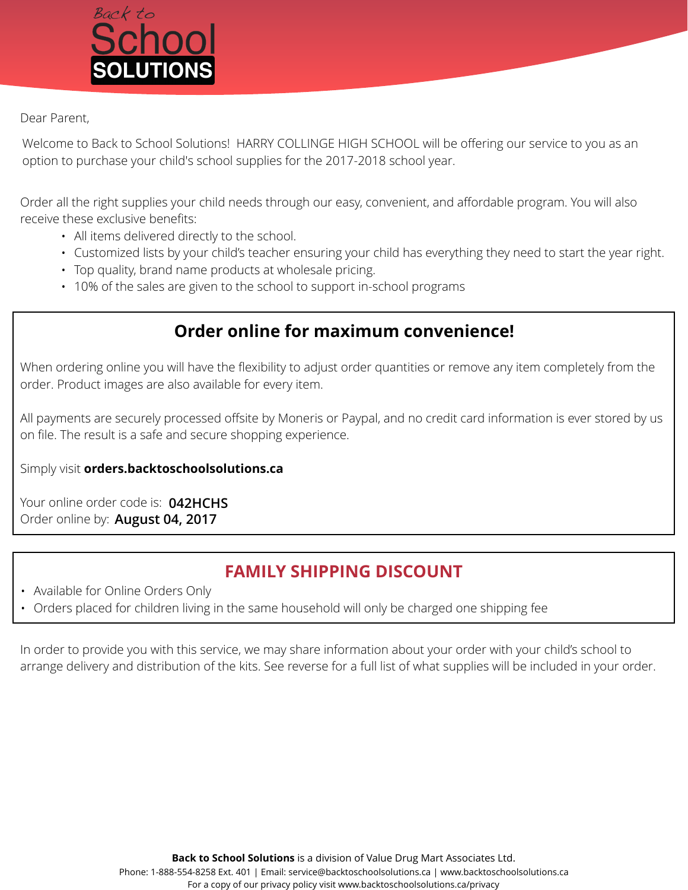Back to School **SOLUTIONS**

Dear Parent,

Welcome to Back to School Solutions! HARRY COLLINGE HIGH SCHOOL will be offering our service to you as an option to purchase your child's school supplies for the 2017-2018 school year.

Order all the right supplies your child needs through our easy, convenient, and affordable program. You will also receive these exclusive benefits:

- All items delivered directly to the school.
- Customized lists by your child's teacher ensuring your child has everything they need to start the year right.
- Top quality, brand name products at wholesale pricing.
- 10% of the sales are given to the school to support in-school programs

## Order online for maximum convenience!

When ordering online you will have the flexibility to adjust order quantities or remove any item completely from the order. Product images are also available for every item.

All payments are securely processed offsite by Moneris or Paypal, and no credit card information is ever stored by us on file. The result is a safe and secure shopping experience.

Simply visit **orders.backtoschoolsolutions.ca**

Your online order code is: **042HCHS**
Order online by: **August 04, 2017**

## FAMILY SHIPPING DISCOUNT

- Available for Online Orders Only
- Orders placed for children living in the same household will only be charged one shipping fee

In order to provide you with this service, we may share information about your order with your child's school to arrange delivery and distribution of the kits. See reverse for a full list of what supplies will be included in your order.

**Back to School Solutions** is a division of Value Drug Mart Associates Ltd.
Phone: 1-888-554-8258 Ext. 401 | Email: service@backtoschoolsolutions.ca | www.backtoschoolsolutions.ca
For a copy of our privacy policy visit www.backtoschoolsolutions.ca/privacy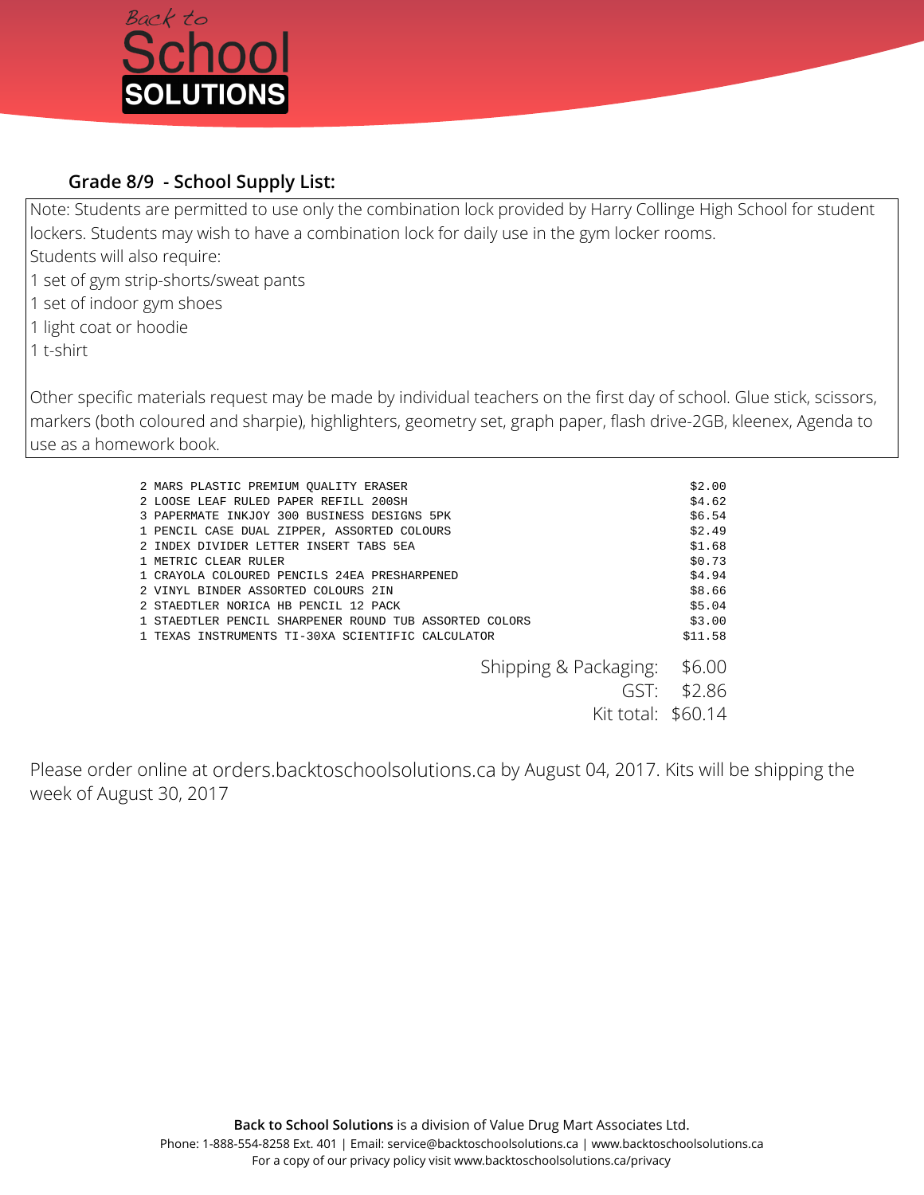Back to School SOLUTIONS

## Grade 8/9 - School Supply List:

Note: Students are permitted to use only the combination lock provided by Harry Collinge High School for student lockers. Students may wish to have a combination lock for daily use in the gym locker rooms.
Students will also require:
1 set of gym strip-shorts/sweat pants
1 set of indoor gym shoes
1 light coat or hoodie
1 t-shirt

Other specific materials request may be made by individual teachers on the first day of school. Glue stick, scissors, markers (both coloured and sharpie), highlighters, geometry set, graph paper, flash drive-2GB, kleenex, Agenda to use as a homework book.

| | |
|---|---|
| 2 MARS PLASTIC PREMIUM QUALITY ERASER | $2.00 |
| 2 LOOSE LEAF RULED PAPER REFILL 200SH | $4.62 |
| 3 PAPERMATE INKJOY 300 BUSINESS DESIGNS 5PK | $6.54 |
| 1 PENCIL CASE DUAL ZIPPER, ASSORTED COLOURS | $2.49 |
| 2 INDEX DIVIDER LETTER INSERT TABS 5EA | $1.68 |
| 1 METRIC CLEAR RULER | $0.73 |
| 1 CRAYOLA COLOURED PENCILS 24EA PRESHARPENED | $4.94 |
| 2 VINYL BINDER ASSORTED COLOURS 2IN | $8.66 |
| 2 STAEDTLER NORICA HB PENCIL 12 PACK | $5.04 |
| 1 STAEDTLER PENCIL SHARPENER ROUND TUB ASSORTED COLORS | $3.00 |
| 1 TEXAS INSTRUMENTS TI-30XA SCIENTIFIC CALCULATOR | $11.58 |
| Shipping & Packaging: | $6.00 |
| GST: | $2.86 |
| Kit total: | $60.14 |

Please order online at orders.backtoschoolsolutions.ca by August 04, 2017. Kits will be shipping the week of August 30, 2017

**Back to School Solutions** is a division of Value Drug Mart Associates Ltd.
Phone: 1-888-554-8258 Ext. 401 | Email: service@backtoschoolsolutions.ca | www.backtoschoolsolutions.ca
For a copy of our privacy policy visit www.backtoschoolsolutions.ca/privacy